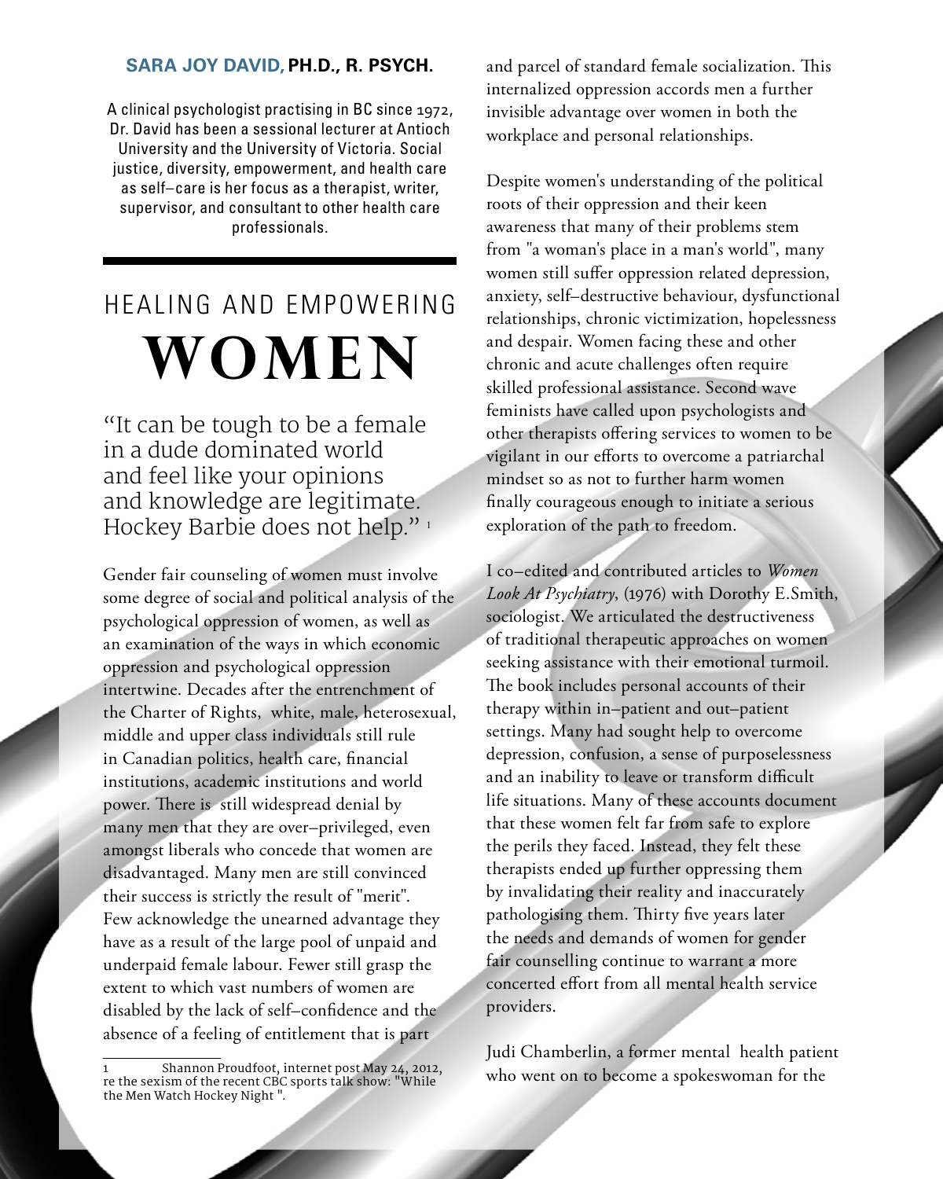**SARA JOY DAVID, PH.D., R. PSYCH.**

A clinical psychologist practising in BC since 1972, Dr. David has been a sessional lecturer at Antioch University and the University of Victoria. Social justice, diversity, empowerment, and health care as self–care is her focus as a therapist, writer, supervisor, and consultant to other health care professionals.

# HEALING AND EMPOWERING WOMEN

"It can be tough to be a female in a dude dominated world and feel like your opinions and knowledge are legitimate. Hockey Barbie does not help." [1]

Gender fair counseling of women must involve some degree of social and political analysis of the psychological oppression of women, as well as an examination of the ways in which economic oppression and psychological oppression intertwine. Decades after the entrenchment of the Charter of Rights, white, male, heterosexual, middle and upper class individuals still rule in Canadian politics, health care, financial institutions, academic institutions and world power. There is still widespread denial by many men that they are over–privileged, even amongst liberals who concede that women are disadvantaged. Many men are still convinced their success is strictly the result of "merit". Few acknowledge the unearned advantage they have as a result of the large pool of unpaid and underpaid female labour. Fewer still grasp the extent to which vast numbers of women are disabled by the lack of self–confidence and the absence of a feeling of entitlement that is part and parcel of standard female socialization. This internalized oppression accords men a further invisible advantage over women in both the workplace and personal relationships.

Despite women's understanding of the political roots of their oppression and their keen awareness that many of their problems stem from "a woman's place in a man's world", many women still suffer oppression related depression, anxiety, self–destructive behaviour, dysfunctional relationships, chronic victimization, hopelessness and despair. Women facing these and other chronic and acute challenges often require skilled professional assistance. Second wave feminists have called upon psychologists and other therapists offering services to women to be vigilant in our efforts to overcome a patriarchal mindset so as not to further harm women finally courageous enough to initiate a serious exploration of the path to freedom.

I co–edited and contributed articles to *Women Look At Psychiatry*, (1976) with Dorothy E.Smith, sociologist. We articulated the destructiveness of traditional therapeutic approaches on women seeking assistance with their emotional turmoil. The book includes personal accounts of their therapy within in–patient and out–patient settings. Many had sought help to overcome depression, confusion, a sense of purposelessness and an inability to leave or transform difficult life situations. Many of these accounts document that these women felt far from safe to explore the perils they faced. Instead, they felt these therapists ended up further oppressing them by invalidating their reality and inaccurately pathologising them. Thirty five years later the needs and demands of women for gender fair counselling continue to warrant a more concerted effort from all mental health service providers.

Judi Chamberlin, a former mental health patient who went on to become a spokeswoman for the

---

1 Shannon Proudfoot, internet post May 24, 2012, re the sexism of the recent CBC sports talk show: "While the Men Watch Hockey Night ".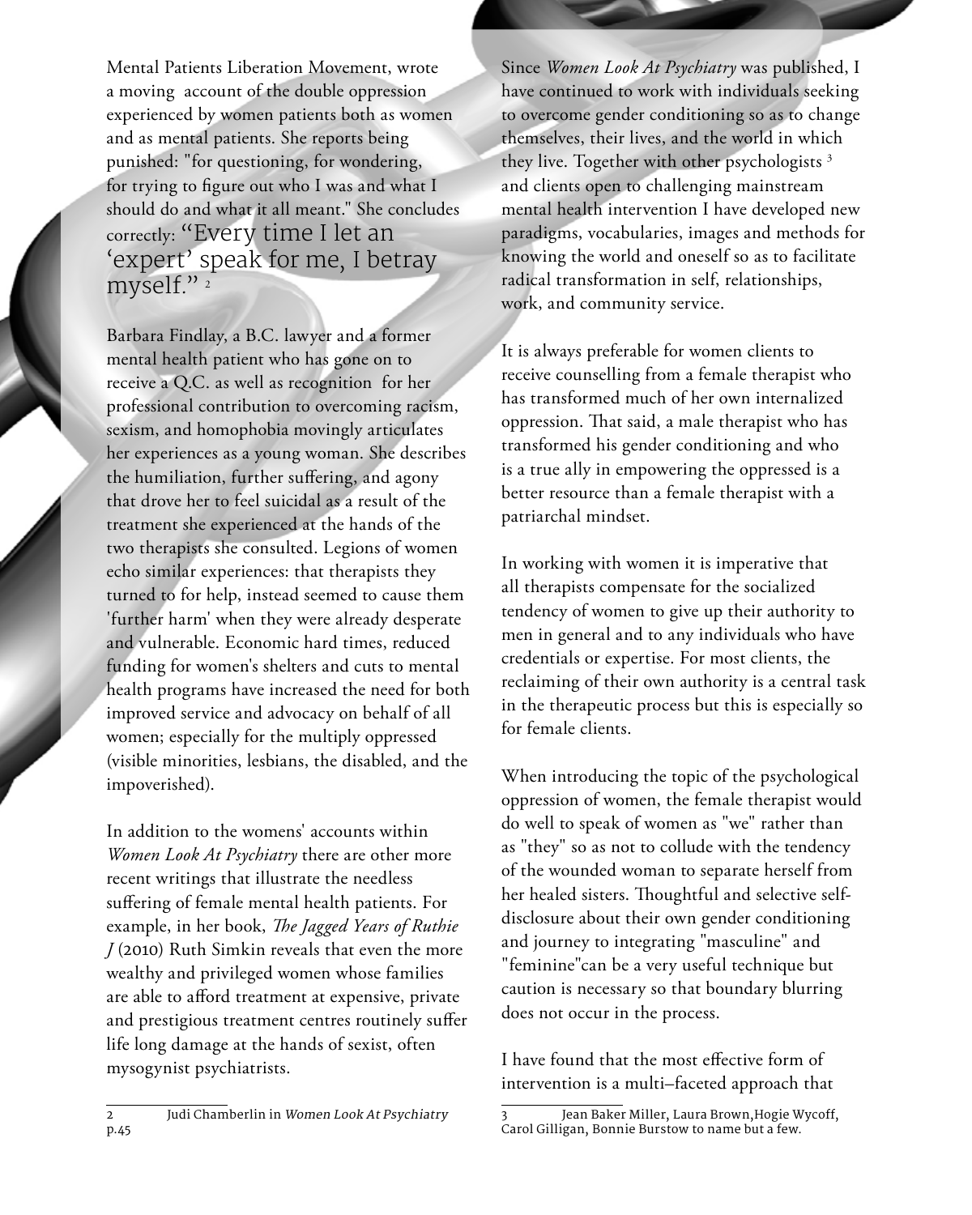Mental Patients Liberation Movement, wrote a moving account of the double oppression experienced by women patients both as women and as mental patients. She reports being punished: "for questioning, for wondering, for trying to figure out who I was and what I should do and what it all meant." She concludes correctly: "Every time I let an 'expert' speak for me, I betray myself." [2]

Barbara Findlay, a B.C. lawyer and a former mental health patient who has gone on to receive a Q.C. as well as recognition for her professional contribution to overcoming racism, sexism, and homophobia movingly articulates her experiences as a young woman. She describes the humiliation, further suffering, and agony that drove her to feel suicidal as a result of the treatment she experienced at the hands of the two therapists she consulted. Legions of women echo similar experiences: that therapists they turned to for help, instead seemed to cause them 'further harm' when they were already desperate and vulnerable. Economic hard times, reduced funding for women's shelters and cuts to mental health programs have increased the need for both improved service and advocacy on behalf of all women; especially for the multiply oppressed (visible minorities, lesbians, the disabled, and the impoverished).

In addition to the womens' accounts within *Women Look At Psychiatry* there are other more recent writings that illustrate the needless suffering of female mental health patients. For example, in her book, *The Jagged Years of Ruthie J* (2010) Ruth Simkin reveals that even the more wealthy and privileged women whose families are able to afford treatment at expensive, private and prestigious treatment centres routinely suffer life long damage at the hands of sexist, often mysogynist psychiatrists.

Since *Women Look At Psychiatry* was published, I have continued to work with individuals seeking to overcome gender conditioning so as to change themselves, their lives, and the world in which they live. Together with other psychologists [3] and clients open to challenging mainstream mental health intervention I have developed new paradigms, vocabularies, images and methods for knowing the world and oneself so as to facilitate radical transformation in self, relationships, work, and community service.

It is always preferable for women clients to receive counselling from a female therapist who has transformed much of her own internalized oppression. That said, a male therapist who has transformed his gender conditioning and who is a true ally in empowering the oppressed is a better resource than a female therapist with a patriarchal mindset.

In working with women it is imperative that all therapists compensate for the socialized tendency of women to give up their authority to men in general and to any individuals who have credentials or expertise. For most clients, the reclaiming of their own authority is a central task in the therapeutic process but this is especially so for female clients.

When introducing the topic of the psychological oppression of women, the female therapist would do well to speak of women as "we" rather than as "they" so as not to collude with the tendency of the wounded woman to separate herself from her healed sisters. Thoughtful and selective self-disclosure about their own gender conditioning and journey to integrating "masculine" and "feminine"can be a very useful technique but caution is necessary so that boundary blurring does not occur in the process.

I have found that the most effective form of intervention is a multi–faceted approach that

---

2 Judi Chamberlin in *Women Look At Psychiatry* p.45

3 Jean Baker Miller, Laura Brown,Hogie Wycoff, Carol Gilligan, Bonnie Burstow to name but a few.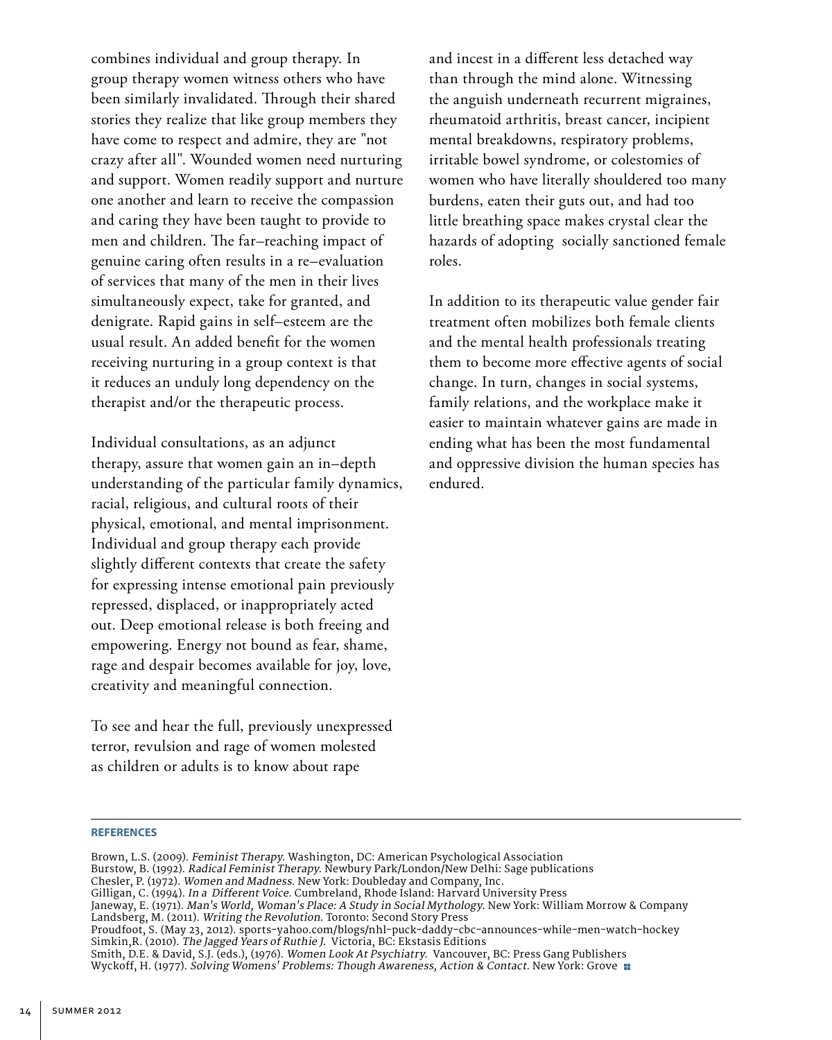combines individual and group therapy. In group therapy women witness others who have been similarly invalidated. Through their shared stories they realize that like group members they have come to respect and admire, they are "not crazy after all". Wounded women need nurturing and support. Women readily support and nurture one another and learn to receive the compassion and caring they have been taught to provide to men and children. The far–reaching impact of genuine caring often results in a re–evaluation of services that many of the men in their lives simultaneously expect, take for granted, and denigrate. Rapid gains in self–esteem are the usual result. An added benefit for the women receiving nurturing in a group context is that it reduces an unduly long dependency on the therapist and/or the therapeutic process.

Individual consultations, as an adjunct therapy, assure that women gain an in–depth understanding of the particular family dynamics, racial, religious, and cultural roots of their physical, emotional, and mental imprisonment. Individual and group therapy each provide slightly different contexts that create the safety for expressing intense emotional pain previously repressed, displaced, or inappropriately acted out. Deep emotional release is both freeing and empowering. Energy not bound as fear, shame, rage and despair becomes available for joy, love, creativity and meaningful connection.

To see and hear the full, previously unexpressed terror, revulsion and rage of women molested as children or adults is to know about rape and incest in a different less detached way than through the mind alone. Witnessing the anguish underneath recurrent migraines, rheumatoid arthritis, breast cancer, incipient mental breakdowns, respiratory problems, irritable bowel syndrome, or colestomies of women who have literally shouldered too many burdens, eaten their guts out, and had too little breathing space makes crystal clear the hazards of adopting socially sanctioned female roles.

In addition to its therapeutic value gender fair treatment often mobilizes both female clients and the mental health professionals treating them to become more effective agents of social change. In turn, changes in social systems, family relations, and the workplace make it easier to maintain whatever gains are made in ending what has been the most fundamental and oppressive division the human species has endured.

## REFERENCES

Brown, L.S. (2009). *Feminist Therapy.* Washington, DC: American Psychological Association
Burstow, B. (1992). *Radical Feminist Therapy.* Newbury Park/London/New Delhi: Sage publications
Chesler, P. (1972). *Women and Madness.* New York: Doubleday and Company, Inc.
Gilligan, C. (1994). *In a Different Voice.* Cumbreland, Rhode Island: Harvard University Press
Janeway, E. (1971). *Man's World, Woman's Place: A Study in Social Mythology.* New York: William Morrow & Company
Landsberg, M. (2011). *Writing the Revolution.* Toronto: Second Story Press
Proudfoot, S. (May 23, 2012). sports-yahoo.com/blogs/nhl-puck-daddy-cbc-announces-while-men-watch-hockey
Simkin,R. (2010). *The Jagged Years of Ruthie J.* Victoria, BC: Ekstasis Editions
Smith, D.E. & David, S.J. (eds.), (1976). *Women Look At Psychiatry.* Vancouver, BC: Press Gang Publishers
Wyckoff, H. (1977). *Solving Womens' Problems: Though Awareness, Action & Contact.* New York: Grove